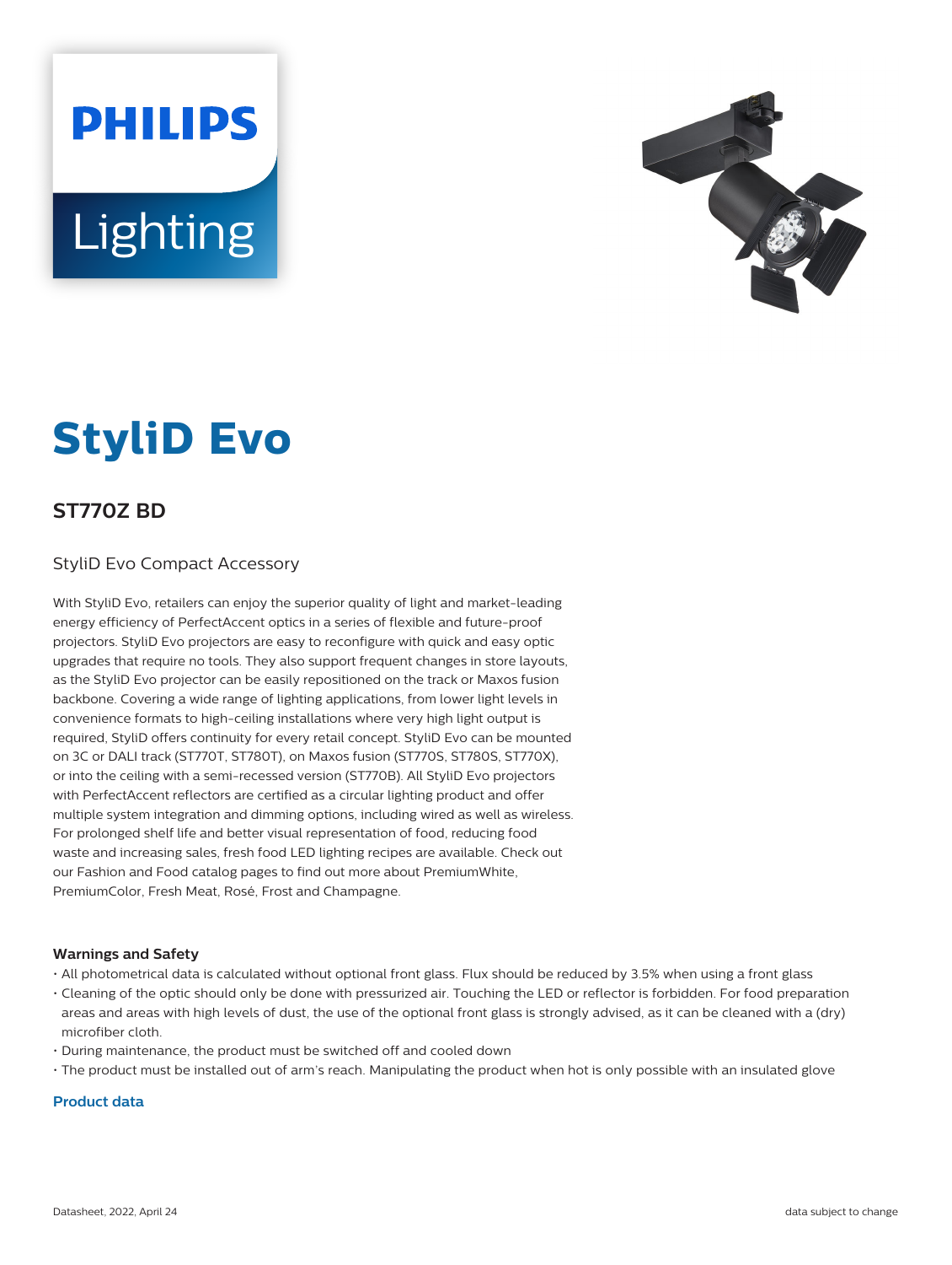# StyliD Evo

## ST770Z BD

StyliD Evo Compact Accessory

With StyliD Evo, retailers can enjoy the superior quality of light and market-leading energy efficiency of PerfectAccent optics in a series of flexible and future-proof projectors. StyliD Evo projectors are easy to reconfigure with quick and easy optic upgrades that require no tools. They also support frequent changes in store layouts, as the StyliD Evo projector can be easily repositioned on the track or Maxos fusion backbone. Covering a wide range of lighting applications, from lower light levels in convenience formats to high-ceiling installations where very high light output is required, StyliD offers continuity for every retail concept. StyliD Evo can be mounted on 3C or DALI track (ST770T, ST780T), on Maxos fusion (ST770S, ST780S, ST770X), or into the ceiling with a semi-recessed version (ST770B). All StyliD Evo projectors with PerfectAccent reflectors are certified as a circular lighting product and offer multiple system integration and dimming options, including wired as well as wireless. For prolonged shelf life and better visual representation of food, reducing food waste and increasing sales, fresh food LED lighting recipes are available. Check out our Fashion and Food catalog pages to find out more about PremiumWhite, PremiumColor, Fresh Meat, Rosé, Frost and Champagne.

#### Warnings and Safety

- All photometrical data is calculated without optional front glass. Flux should be reduced by 3.5% when using a front glass
- Cleaning of the optic should only be done with pressurized air. Touching the LED or reflector is forbidden. For food preparation areas and areas with high levels of dust, the use of the optional front glass is strongly advised, as it can be cleaned with a (dry) microfiber cloth.
- During maintenance, the product must be switched off and cooled down
- The product must be installed out of arm's reach. Manipulating the product when hot is only possible with an insulated glove

#### Product data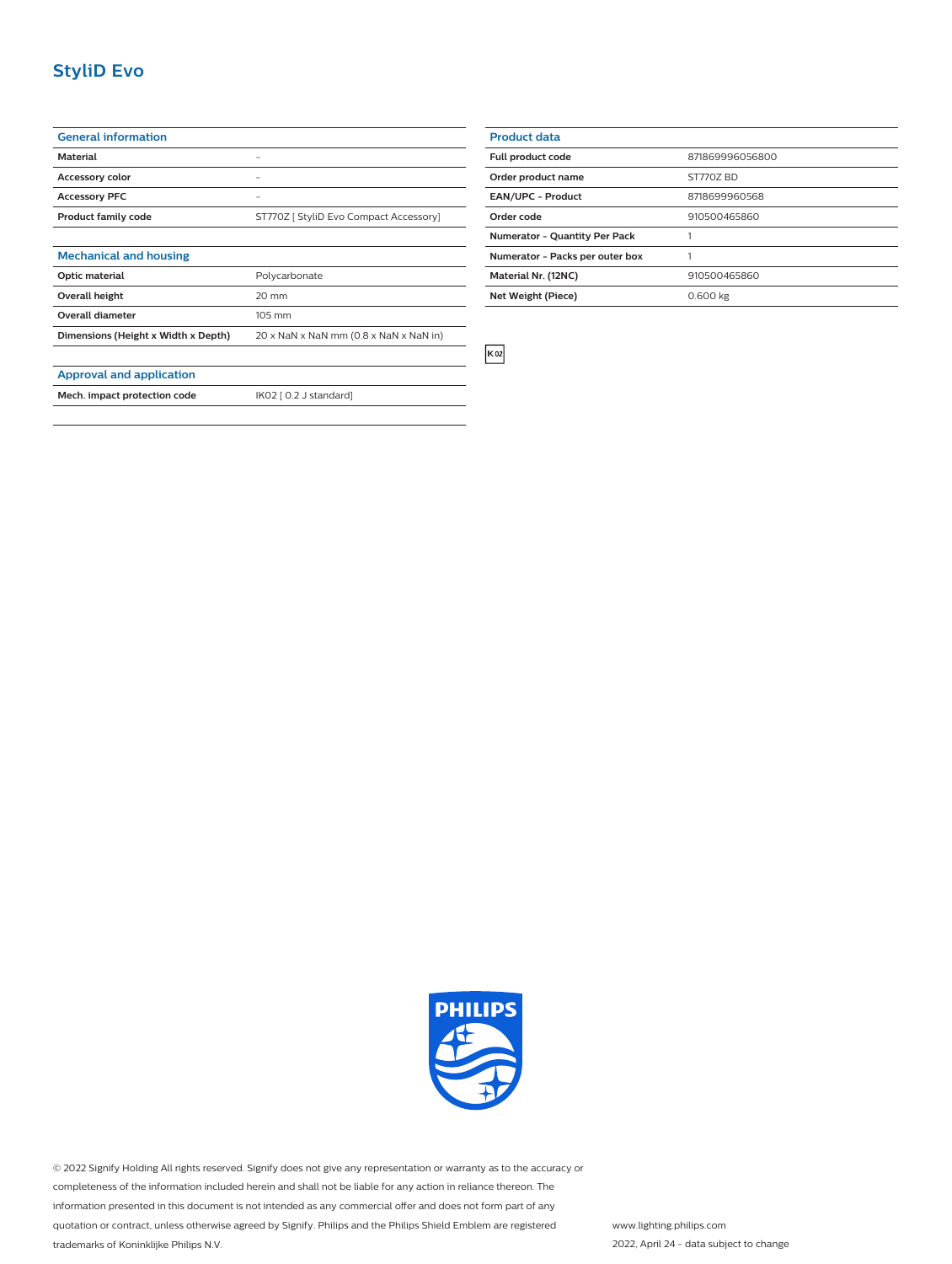# StyliD Evo

| General information | |
|---|---|
| **Material** | - |
| **Accessory color** | - |
| **Accessory PFC** | - |
| **Product family code** | ST770Z [ StyliD Evo Compact Accessory] |

| Mechanical and housing | |
|---|---|
| **Optic material** | Polycarbonate |
| **Overall height** | 20 mm |
| **Overall diameter** | 105 mm |
| **Dimensions (Height x Width x Depth)** | 20 x NaN x NaN mm (0.8 x NaN x NaN in) |

| Approval and application | |
|---|---|
| **Mech. impact protection code** | IK02 [ 0.2 J standard] |

| Product data | |
|---|---|
| **Full product code** | 871869996056800 |
| **Order product name** | ST770Z BD |
| **EAN/UPC - Product** | 8718699960568 |
| **Order code** | 910500465860 |
| **Numerator - Quantity Per Pack** | 1 |
| **Numerator - Packs per outer box** | 1 |
| **Material Nr. (12NC)** | 910500465860 |
| **Net Weight (Piece)** | 0.600 kg |

IK 02

PHILIPS

© 2022 Signify Holding All rights reserved. Signify does not give any representation or warranty as to the accuracy or completeness of the information included herein and shall not be liable for any action in reliance thereon. The information presented in this document is not intended as any commercial offer and does not form part of any quotation or contract, unless otherwise agreed by Signify. Philips and the Philips Shield Emblem are registered trademarks of Koninklijke Philips N.V.

www.lighting.philips.com

2022, April 24 - data subject to change